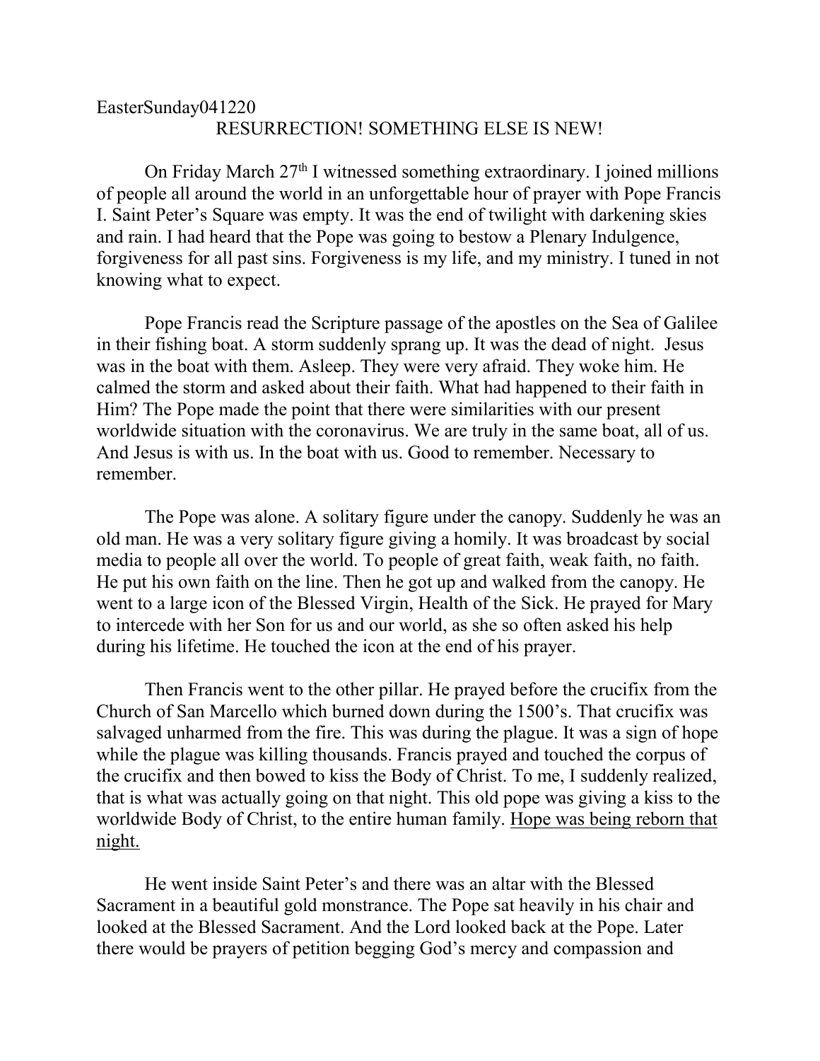EasterSunday041220

# RESURRECTION! SOMETHING ELSE IS NEW!

On Friday March 27th I witnessed something extraordinary. I joined millions of people all around the world in an unforgettable hour of prayer with Pope Francis I. Saint Peter's Square was empty. It was the end of twilight with darkening skies and rain. I had heard that the Pope was going to bestow a Plenary Indulgence, forgiveness for all past sins. Forgiveness is my life, and my ministry. I tuned in not knowing what to expect.

Pope Francis read the Scripture passage of the apostles on the Sea of Galilee in their fishing boat. A storm suddenly sprang up. It was the dead of night. Jesus was in the boat with them. Asleep. They were very afraid. They woke him. He calmed the storm and asked about their faith. What had happened to their faith in Him? The Pope made the point that there were similarities with our present worldwide situation with the coronavirus. We are truly in the same boat, all of us. And Jesus is with us. In the boat with us. Good to remember. Necessary to remember.

The Pope was alone. A solitary figure under the canopy. Suddenly he was an old man. He was a very solitary figure giving a homily. It was broadcast by social media to people all over the world. To people of great faith, weak faith, no faith. He put his own faith on the line. Then he got up and walked from the canopy. He went to a large icon of the Blessed Virgin, Health of the Sick. He prayed for Mary to intercede with her Son for us and our world, as she so often asked his help during his lifetime. He touched the icon at the end of his prayer.

Then Francis went to the other pillar. He prayed before the crucifix from the Church of San Marcello which burned down during the 1500's. That crucifix was salvaged unharmed from the fire. This was during the plague. It was a sign of hope while the plague was killing thousands. Francis prayed and touched the corpus of the crucifix and then bowed to kiss the Body of Christ. To me, I suddenly realized, that is what was actually going on that night. This old pope was giving a kiss to the worldwide Body of Christ, to the entire human family. <u>Hope was being reborn that night.</u>

He went inside Saint Peter's and there was an altar with the Blessed Sacrament in a beautiful gold monstrance. The Pope sat heavily in his chair and looked at the Blessed Sacrament. And the Lord looked back at the Pope. Later there would be prayers of petition begging God's mercy and compassion and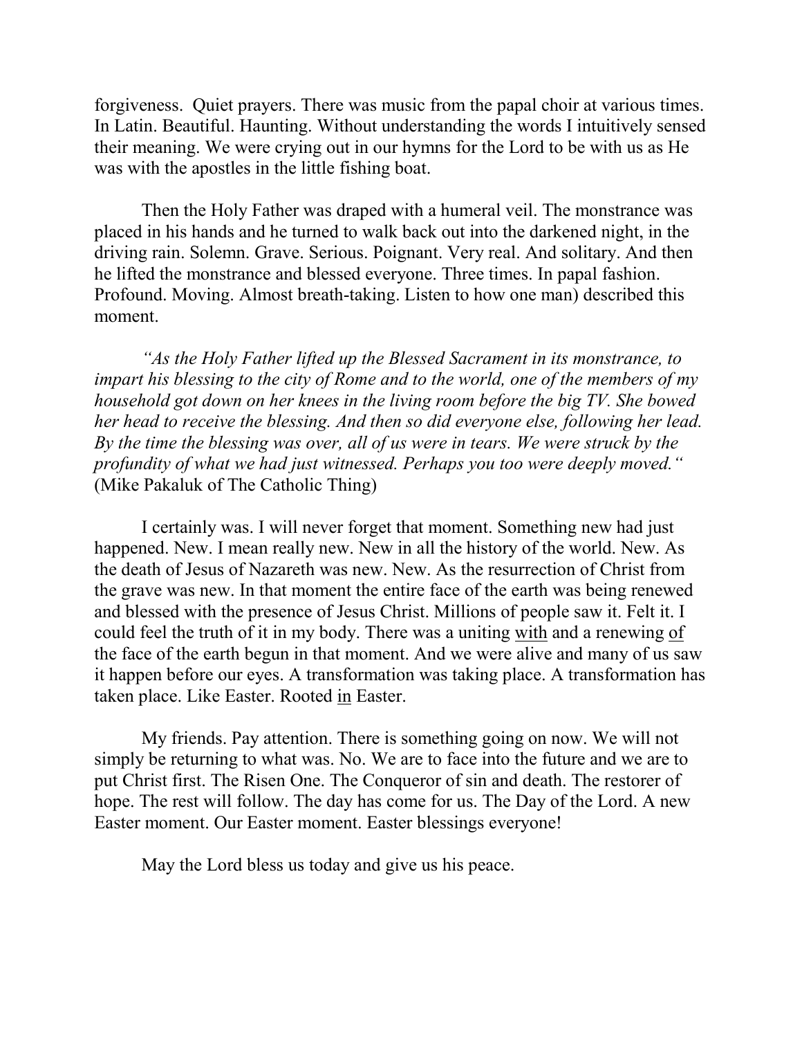forgiveness.  Quiet prayers. There was music from the papal choir at various times. In Latin. Beautiful. Haunting. Without understanding the words I intuitively sensed their meaning. We were crying out in our hymns for the Lord to be with us as He was with the apostles in the little fishing boat.

Then the Holy Father was draped with a humeral veil. The monstrance was placed in his hands and he turned to walk back out into the darkened night, in the driving rain. Solemn. Grave. Serious. Poignant. Very real. And solitary. And then he lifted the monstrance and blessed everyone. Three times. In papal fashion. Profound. Moving. Almost breath-taking. Listen to how one man) described this moment.

*"As the Holy Father lifted up the Blessed Sacrament in its monstrance, to impart his blessing to the city of Rome and to the world, one of the members of my household got down on her knees in the living room before the big TV. She bowed her head to receive the blessing. And then so did everyone else, following her lead. By the time the blessing was over, all of us were in tears. We were struck by the profundity of what we had just witnessed. Perhaps you too were deeply moved."* (Mike Pakaluk of The Catholic Thing)

I certainly was. I will never forget that moment. Something new had just happened. New. I mean really new. New in all the history of the world. New. As the death of Jesus of Nazareth was new. New. As the resurrection of Christ from the grave was new. In that moment the entire face of the earth was being renewed and blessed with the presence of Jesus Christ. Millions of people saw it. Felt it. I could feel the truth of it in my body. There was a uniting <u>with</u> and a renewing <u>of</u> the face of the earth begun in that moment. And we were alive and many of us saw it happen before our eyes. A transformation was taking place. A transformation has taken place. Like Easter. Rooted <u>in</u> Easter.

My friends. Pay attention. There is something going on now. We will not simply be returning to what was. No. We are to face into the future and we are to put Christ first. The Risen One. The Conqueror of sin and death. The restorer of hope. The rest will follow. The day has come for us. The Day of the Lord. A new Easter moment. Our Easter moment. Easter blessings everyone!

May the Lord bless us today and give us his peace.